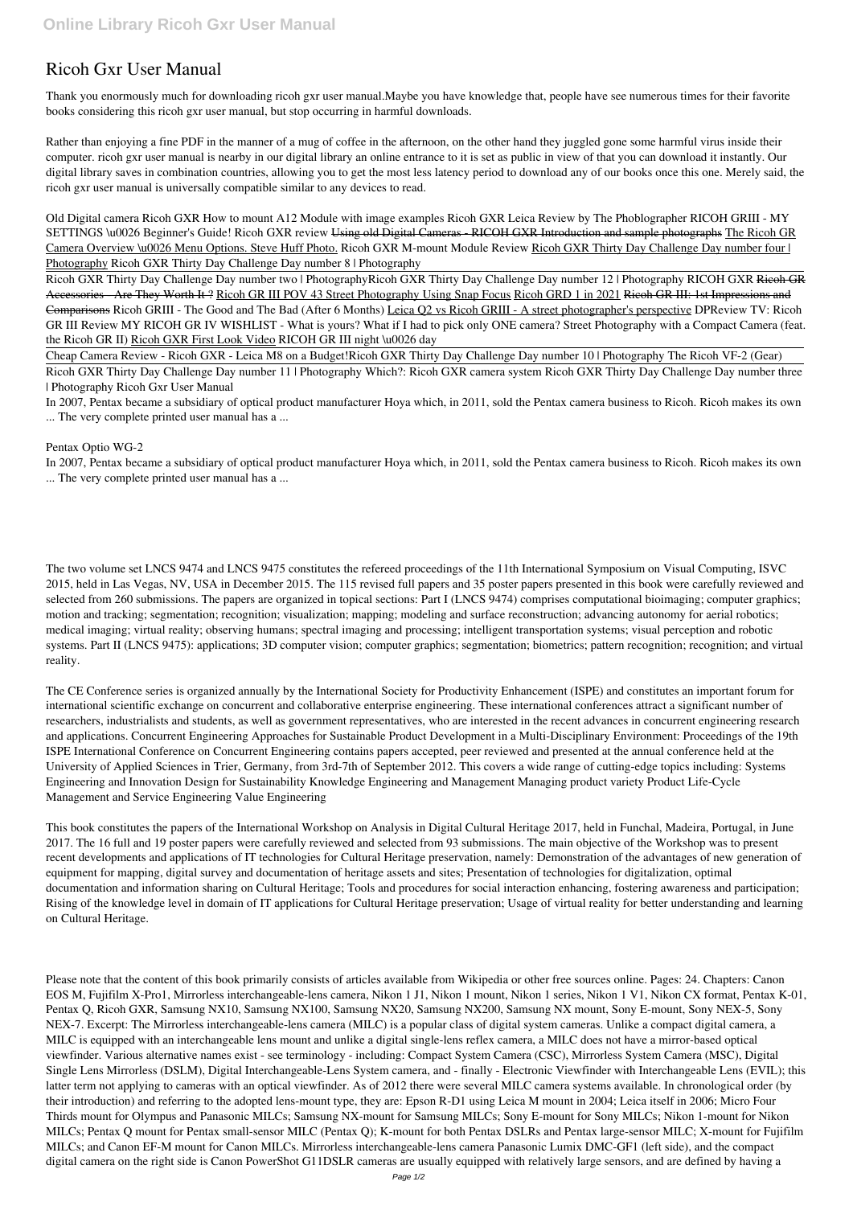# Ricoh Gxr User Manual

Thank you enormously much for downloading ricoh gxr user manual.Maybe you have knowledge that, people have see numerous times for their favorite books considering this ricoh gxr user manual, but stop occurring in harmful downloads.

Rather than enjoying a fine PDF in the manner of a mug of coffee in the afternoon, on the other hand they juggled gone some harmful virus inside their computer. ricoh gxr user manual is nearby in our digital library an online entrance to it is set as public in view of that you can download it instantly. Our digital library saves in combination countries, allowing you to get the most less latency period to download any of our books once this one. Merely said, the ricoh gxr user manual is universally compatible similar to any devices to read.

*Old Digital camera Ricoh GXR How to mount A12 Module with image examples* *Ricoh GXR Leica Review by The Phoblographer* *RICOH GRIII - MY SETTINGS \u0026 Beginner's Guide!* *Ricoh GXR review* ~~Using old Digital Cameras - RICOH GXR Introduction and sample photographs~~ The Ricoh GR Camera Overview \u0026 Menu Options. Steve Huff Photo. *Ricoh GXR M-mount Module Review* Ricoh GXR Thirty Day Challenge Day number four | Photography *Ricoh GXR Thirty Day Challenge Day number 8 | Photography*

Ricoh GXR Thirty Day Challenge Day number two | Photography*Ricoh GXR Thirty Day Challenge Day number 12 | Photography* *RICOH GXR* ~~Ricoh GR Accessories - Are They Worth It ?~~ Ricoh GR III POV 43 Street Photography Using Snap Focus Ricoh GRD 1 in 2021 ~~Ricoh GR III: 1st Impressions and Comparisons~~ *Ricoh GRIII - The Good and The Bad (After 6 Months)* Leica Q2 vs Ricoh GRIII - A street photographer's perspective *DPReview TV: Ricoh GR III Review* *MY RICOH GR IV WISHLIST - What is yours?* *What if I had to pick only ONE camera? Street Photography with a Compact Camera (feat. the Ricoh GR II)* Ricoh GXR First Look Video *RICOH GR III night \u0026 day*

Cheap Camera Review - Ricoh GXR - Leica M8 on a Budget!*Ricoh GXR Thirty Day Challenge Day number 10 | Photography* *The Ricoh VF-2 (Gear)*

Ricoh GXR Thirty Day Challenge Day number 11 | Photography *Which?: Ricoh GXR camera system* *Ricoh GXR Thirty Day Challenge Day number three | Photography* *Ricoh Gxr User Manual*

In 2007, Pentax became a subsidiary of optical product manufacturer Hoya which, in 2011, sold the Pentax camera business to Ricoh. Ricoh makes its own ... The very complete printed user manual has a ...

*Pentax Optio WG-2*

In 2007, Pentax became a subsidiary of optical product manufacturer Hoya which, in 2011, sold the Pentax camera business to Ricoh. Ricoh makes its own ... The very complete printed user manual has a ...

The two volume set LNCS 9474 and LNCS 9475 constitutes the refereed proceedings of the 11th International Symposium on Visual Computing, ISVC 2015, held in Las Vegas, NV, USA in December 2015. The 115 revised full papers and 35 poster papers presented in this book were carefully reviewed and selected from 260 submissions. The papers are organized in topical sections: Part I (LNCS 9474) comprises computational bioimaging; computer graphics; motion and tracking; segmentation; recognition; visualization; mapping; modeling and surface reconstruction; advancing autonomy for aerial robotics; medical imaging; virtual reality; observing humans; spectral imaging and processing; intelligent transportation systems; visual perception and robotic systems. Part II (LNCS 9475): applications; 3D computer vision; computer graphics; segmentation; biometrics; pattern recognition; recognition; and virtual reality.

The CE Conference series is organized annually by the International Society for Productivity Enhancement (ISPE) and constitutes an important forum for international scientific exchange on concurrent and collaborative enterprise engineering. These international conferences attract a significant number of researchers, industrialists and students, as well as government representatives, who are interested in the recent advances in concurrent engineering research and applications. Concurrent Engineering Approaches for Sustainable Product Development in a Multi-Disciplinary Environment: Proceedings of the 19th ISPE International Conference on Concurrent Engineering contains papers accepted, peer reviewed and presented at the annual conference held at the University of Applied Sciences in Trier, Germany, from 3rd-7th of September 2012. This covers a wide range of cutting-edge topics including: Systems Engineering and Innovation Design for Sustainability Knowledge Engineering and Management Managing product variety Product Life-Cycle Management and Service Engineering Value Engineering

This book constitutes the papers of the International Workshop on Analysis in Digital Cultural Heritage 2017, held in Funchal, Madeira, Portugal, in June 2017. The 16 full and 19 poster papers were carefully reviewed and selected from 93 submissions. The main objective of the Workshop was to present recent developments and applications of IT technologies for Cultural Heritage preservation, namely: Demonstration of the advantages of new generation of equipment for mapping, digital survey and documentation of heritage assets and sites; Presentation of technologies for digitalization, optimal documentation and information sharing on Cultural Heritage; Tools and procedures for social interaction enhancing, fostering awareness and participation; Rising of the knowledge level in domain of IT applications for Cultural Heritage preservation; Usage of virtual reality for better understanding and learning on Cultural Heritage.

Please note that the content of this book primarily consists of articles available from Wikipedia or other free sources online. Pages: 24. Chapters: Canon EOS M, Fujifilm X-Pro1, Mirrorless interchangeable-lens camera, Nikon 1 J1, Nikon 1 mount, Nikon 1 series, Nikon 1 V1, Nikon CX format, Pentax K-01, Pentax Q, Ricoh GXR, Samsung NX10, Samsung NX100, Samsung NX20, Samsung NX200, Samsung NX mount, Sony E-mount, Sony NEX-5, Sony NEX-7. Excerpt: The Mirrorless interchangeable-lens camera (MILC) is a popular class of digital system cameras. Unlike a compact digital camera, a MILC is equipped with an interchangeable lens mount and unlike a digital single-lens reflex camera, a MILC does not have a mirror-based optical viewfinder. Various alternative names exist - see terminology - including: Compact System Camera (CSC), Mirrorless System Camera (MSC), Digital Single Lens Mirrorless (DSLM), Digital Interchangeable-Lens System camera, and - finally - Electronic Viewfinder with Interchangeable Lens (EVIL); this latter term not applying to cameras with an optical viewfinder. As of 2012 there were several MILC camera systems available. In chronological order (by their introduction) and referring to the adopted lens-mount type, they are: Epson R-D1 using Leica M mount in 2004; Leica itself in 2006; Micro Four Thirds mount for Olympus and Panasonic MILCs; Samsung NX-mount for Samsung MILCs; Sony E-mount for Sony MILCs; Nikon 1-mount for Nikon MILCs; Pentax Q mount for Pentax small-sensor MILC (Pentax Q); K-mount for both Pentax DSLRs and Pentax large-sensor MILC; X-mount for Fujifilm MILCs; and Canon EF-M mount for Canon MILCs. Mirrorless interchangeable-lens camera Panasonic Lumix DMC-GF1 (left side), and the compact digital camera on the right side is Canon PowerShot G11DSLR cameras are usually equipped with relatively large sensors, and are defined by having a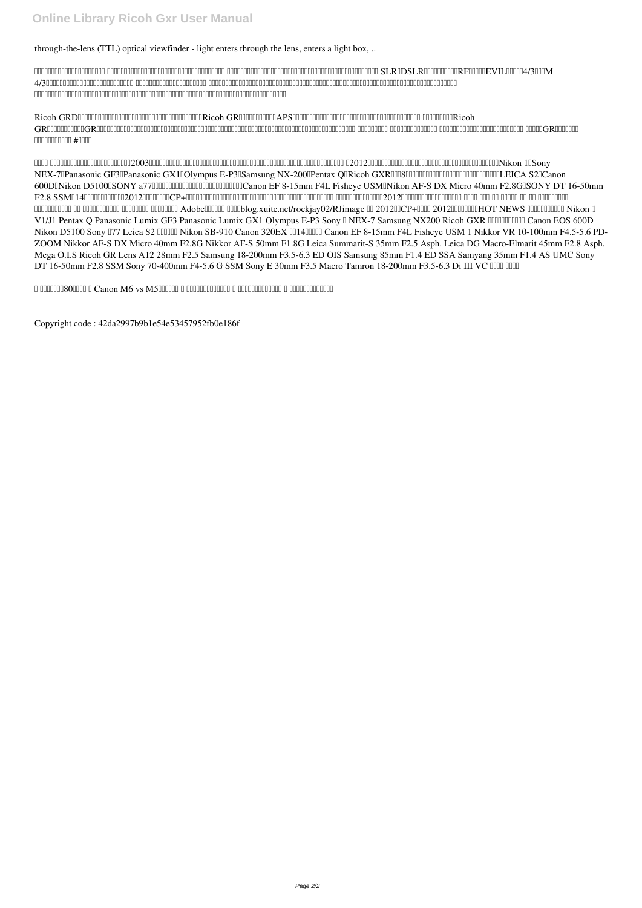through-the-lens (TTL) optical viewfinder - light enters through the lens, enters a light box, ..

□□□□□□□□□□□□□□□□□□□□ □□□□□□□□□□□□□□□□□□□□□□□□□□□□□□□□□□□□ □□□□□□□□□□□□□□□□□□□□□□□□□□□□□□□□□□□□□□□□□□□ SLR□DSLR□□□□□□□□□RF□□□□□EVIL□□□□□4/3□□□M 4/3□□□□□□□□□□□□□□□□□□□□□□□ □□□□□□□□□□□□□□□□□□□□ □□□□□□□□□□□□□□□□□□□□□□□□□□□□□□□□□□□□□□□□□□□□□□□□□□□□□□□□□□□□□□□□□□□□□□□□□□□□ □□□□□□□□□□□□□□□□□□□□□□□□□□□□□□□□□□□□□□□□□□□□□□□□□□□□□□□□□□□□□□□□□□□□□□□□□

Ricoh GRD□□□□□□□□□□□□□□□□□□□□□□□□□□□□□□□□□□Ricoh GR□□□□□□□□□□APS□□□□□□□□□□□□□□□□□□□□□□□□□□□□□□□□□□□□ □□□□□□□□Ricoh GR□□□□□□□□□□GR□□□□□□□□□□□□□□□□□□□□□□□□□□□□□□□□□□□□□□□□□□□□□□□□□□□□□□□□□□□□□□□□□□□ □□□□□□□□□□ □□□□□□□□□□□□□ □□□□□□□□□□□□□□□□□□□□□□□□□□ □□□□□GR□□□□□□□ □□□□□□□□□□ #□□□□

□□□□ □□□□□□□□□□□□□□□□□□□□□□2003□□□□□□□□□□□□□□□□□□□□□□□□□□□□□□□□□□□□□□□□□□□□□□□□□ □2012□□□□□□□□□□□□□□□□□□□□□□□□□□□□□□□□□□Nikon 1□Sony NEX-7□Panasonic GF3□Panasonic GX1□Olympus E-P3□Samsung NX-200□Pentax Q□Ricoh GXR□□□8□□□□□□□□□□□□□□□□□□□□□□□□□□□LEICA S2□Canon 600D□Nikon D5100□SONY a77□□□□□□□□□□□□□□□□□□□□□□□□□Canon EF 8-15mm F4L Fisheye USM□Nikon AF-S DX Micro 40mm F2.8G□SONY DT 16-50mm F2.8 SSM□14□□□□□□□□□□□□2012□□□□□□□□CP+□□□□□□□□□□□□□□□□□□□□□□□□□□□□□□□□□□□□□□□□□□ □□□□□□□□□□□□□2012□□□□□□□□□□□□□□□□□□ □□□□ □□□ □□ □□□□□ □□ □□ □□□□□□□□□ □□□□□□□□□□□ □□ □□□□□□□□□□□□□ □□□□□□□□ □□□□□□□□ Adobe□□□□□□ □□□□blog.xuite.net/rockjay02/RJimage □□ 2012□□CP+□□□□ 2012□□□□□□□HOT NEWS □□□□□□□□□□□ Nikon 1 V1/J1 Pentax Q Panasonic Lumix GF3 Panasonic Lumix GX1 Olympus E-P3 Sony □ NEX-7 Samsung NX200 Ricoh GXR □□□□□□□□□□□ Canon EOS 600D Nikon D5100 Sony □77 Leica S2 □□□□□□ Nikon SB-910 Canon 320EX □□14□□□□□ Canon EF 8-15mm F4L Fisheye USM 1 Nikkor VR 10-100mm F4.5-5.6 PD-ZOOM Nikkor AF-S DX Micro 40mm F2.8G Nikkor AF-S 50mm F1.8G Leica Summarit-S 35mm F2.5 Asph. Leica DG Macro-Elmarit 45mm F2.8 Asph. Mega O.I.S Ricoh GR Lens A12 28mm F2.5 Samsung 18-200mm F3.5-6.3 ED OIS Samsung 85mm F1.4 ED SSA Samyang 35mm F1.4 AS UMC Sony DT 16-50mm F2.8 SSM Sony 70-400mm F4-5.6 G SSM Sony E 30mm F3.5 Macro Tamron 18-200mm F3.5-6.3 Di III VC □□□□ □□□□

□ □□□□□□80□□□□ □ Canon M6 vs M5□□□□□□ □ □□□□□□□□□□□□ □ □□□□□□□□□□□□ □ □□□□□□□□□□□□

Copyright code : 42da2997b9b1e54e53457952fb0e186f